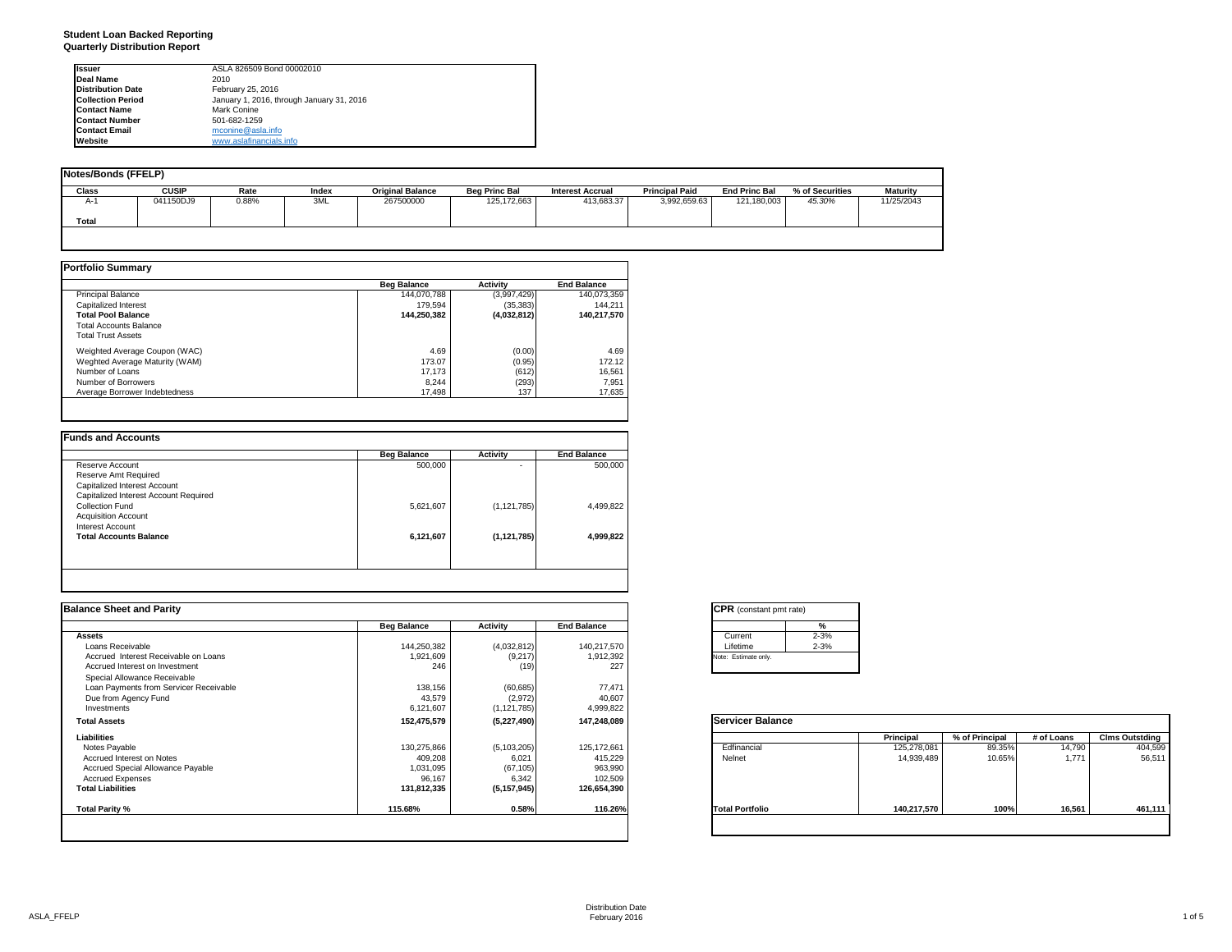**Student Loan Backed Reporting**
**Quarterly Distribution Report**

| | |
|---|---|
| **Issuer** | ASLA 826509 Bond 00002010 |
| **Deal Name** | 2010 |
| **Distribution Date** | February 25, 2016 |
| **Collection Period** | January 1, 2016, through January 31, 2016 |
| **Contact Name** | Mark Conine |
| **Contact Number** | 501-682-1259 |
| **Contact Email** | mconine@asla.info |
| **Website** | www.aslafinancials.info |

**Notes/Bonds (FFELP)**

| Class | CUSIP | Rate | Index | Original Balance | Beg Princ Bal | Interest Accrual | Principal Paid | End Princ Bal | % of Securities | Maturity |
|---|---|---|---|---|---|---|---|---|---|---|
| A-1 | 041150DJ9 | 0.88% | 3ML | 267500000 | 125,172,663 | 413,683.37 | 3,992,659.63 | 121,180,003 | 45.30% | 11/25/2043 |
| **Total** | | | | | | | | | | |

**Portfolio Summary**

| | Beg Balance | Activity | End Balance |
|---|---|---|---|
| Principal Balance | 144,070,788 | (3,997,429) | 140,073,359 |
| Capitalized Interest | 179,594 | (35,383) | 144,211 |
| **Total Pool Balance** | **144,250,382** | **(4,032,812)** | **140,217,570** |
| Total Accounts Balance | | | |
| Total Trust Assets | | | |
| Weighted Average Coupon (WAC) | 4.69 | (0.00) | 4.69 |
| Weghted Average Maturity (WAM) | 173.07 | (0.95) | 172.12 |
| Number of Loans | 17,173 | (612) | 16,561 |
| Number of Borrowers | 8,244 | (293) | 7,951 |
| Average Borrower Indebtedness | 17,498 | 137 | 17,635 |

**Funds and Accounts**

| | Beg Balance | Activity | End Balance |
|---|---|---|---|
| Reserve Account | 500,000 | - | 500,000 |
| Reserve Amt Required | | | |
| Capitalized Interest Account | | | |
| Capitalized Interest Account Required | | | |
| Collection Fund | 5,621,607 | (1,121,785) | 4,499,822 |
| Acquisition Account | | | |
| Interest Account | | | |
| **Total Accounts Balance** | **6,121,607** | **(1,121,785)** | **4,999,822** |

**Balance Sheet and Parity**

| | Beg Balance | Activity | End Balance |
|---|---|---|---|
| **Assets** | | | |
| Loans Receivable | 144,250,382 | (4,032,812) | 140,217,570 |
| Accrued Interest Receivable on Loans | 1,921,609 | (9,217) | 1,912,392 |
| Accrued Interest on Investment | 246 | (19) | 227 |
| Special Allowance Receivable | | | |
| Loan Payments from Servicer Receivable | 138,156 | (60,685) | 77,471 |
| Due from Agency Fund | 43,579 | (2,972) | 40,607 |
| Investments | 6,121,607 | (1,121,785) | 4,999,822 |
| **Total Assets** | **152,475,579** | **(5,227,490)** | **147,248,089** |
| **Liabilities** | | | |
| Notes Payable | 130,275,866 | (5,103,205) | 125,172,661 |
| Accrued Interest on Notes | 409,208 | 6,021 | 415,229 |
| Accrued Special Allowance Payable | 1,031,095 | (67,105) | 963,990 |
| Accrued Expenses | 96,167 | 6,342 | 102,509 |
| **Total Liabilities** | **131,812,335** | **(5,157,945)** | **126,654,390** |
| **Total Parity %** | **115.68%** | **0.58%** | **116.26%** |

**CPR** (constant pmt rate)

| | % |
|---|---|
| Current | 2-3% |
| Lifetime | 2-3% |

Note: Estimate only.

**Servicer Balance**

| | Principal | % of Principal | # of Loans | Clms Outstding |
|---|---|---|---|---|
| Edfinancial | 125,278,081 | 89.35% | 14,790 | 404,599 |
| Nelnet | 14,939,489 | 10.65% | 1,771 | 56,511 |
| **Total Portfolio** | 140,217,570 | 100% | 16,561 | 461,111 |

Distribution Date
February 2016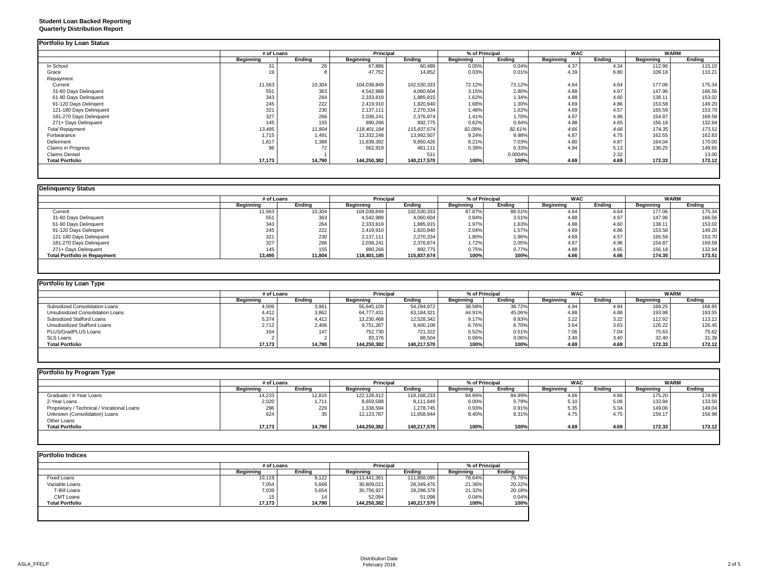**Student Loan Backed Reporting**
**Quarterly Distribution Report**

## Portfolio by Loan Status

| | # of Loans | | Principal | | % of Principal | | WAC | | WARM | |
|---|---|---|---|---|---|---|---|---|---|---|
| | Beginning | Ending | Beginning | Ending | Beginning | Ending | Beginning | Ending | Beginning | Ending |
| In School | 31 | 26 | 67,886 | 60,489 | 0.05% | 0.04% | 4.37 | 4.34 | 112.96 | 115.10 |
| Grace | 19 | 8 | 47,752 | 14,852 | 0.03% | 0.01% | 4.39 | 6.80 | 109.18 | 110.21 |
| Repayment | | | | | | | | | | |
| Current | 11,563 | 10,304 | 104,038,849 | 102,530,333 | 72.12% | 73.12% | 4.64 | 4.64 | 177.06 | 175.34 |
| 31-60 Days Delinquent | 551 | 363 | 4,542,988 | 4,060,604 | 3.15% | 2.90% | 4.88 | 4.97 | 147.96 | 166.56 |
| 61-90 Days Delinquent | 343 | 264 | 2,333,819 | 1,885,915 | 1.62% | 1.34% | 4.88 | 4.60 | 138.11 | 153.02 |
| 91-120 Days Delingent | 245 | 222 | 2,419,910 | 1,820,840 | 1.68% | 1.30% | 4.69 | 4.86 | 153.58 | 149.20 |
| 121-180 Days Delinquent | 321 | 230 | 2,137,111 | 2,270,334 | 1.48% | 1.62% | 4.69 | 4.57 | 165.59 | 153.70 |
| 181-270 Days Delinquent | 327 | 266 | 2,038,241 | 2,376,874 | 1.41% | 1.70% | 4.97 | 4.96 | 154.87 | 169.58 |
| 271+ Days Delinquent | 145 | 155 | 890,266 | 892,775 | 0.62% | 0.64% | 4.88 | 4.65 | 156.18 | 132.94 |
| *Total Repayment* | *13,495* | *11,804* | *118,401,184* | *115,837,674* | *82.08%* | *82.61%* | *4.66* | *4.66* | *174.35* | *173.51* |
| Forbearance | 1,715 | 1,491 | 13,332,248 | 13,992,507 | 9.24% | 9.98% | 4.87 | 4.75 | 162.55 | 162.83 |
| Deferment | 1,817 | 1,388 | 11,838,392 | 9,850,426 | 8.21% | 7.03% | 4.80 | 4.87 | 164.04 | 170.00 |
| Claims in Progress | 96 | 72 | 562,919 | 461,111 | 0.39% | 0.33% | 4.94 | 5.13 | 136.25 | 148.65 |
| Claims Denied | | 1 | | 511 | | 0.0004% | | 2.32 | | 13.00 |
| **Total Portfolio** | **17,173** | **14,790** | **144,250,382** | **140,217,570** | **100%** | **100%** | **4.69** | **4.69** | **172.33** | **172.12** |

## Delinquency Status

| | # of Loans | | Principal | | % of Principal | | WAC | | WARM | |
|---|---|---|---|---|---|---|---|---|---|---|
| | Beginning | Ending | Beginning | Ending | Beginning | Ending | Beginning | Ending | Beginning | Ending |
| Current | 11,563 | 10,304 | 104,038,849 | 102,530,333 | 87.87% | 88.51% | 4.64 | 4.64 | 177.06 | 175.34 |
| 31-60 Days Delinquent | 551 | 363 | 4,542,988 | 4,060,604 | 3.84% | 3.51% | 4.88 | 4.97 | 147.96 | 166.56 |
| 61-90 Days Delinquent | 343 | 264 | 2,333,819 | 1,885,915 | 1.97% | 1.63% | 4.88 | 4.60 | 138.11 | 153.02 |
| 91-120 Days Delingent | 245 | 222 | 2,419,910 | 1,820,840 | 2.04% | 1.57% | 4.69 | 4.86 | 153.58 | 149.20 |
| 121-180 Days Delinquent | 321 | 230 | 2,137,111 | 2,270,334 | 1.80% | 1.96% | 4.69 | 4.57 | 165.59 | 153.70 |
| 181-270 Days Delinquent | 327 | 266 | 2,038,241 | 2,376,874 | 1.72% | 2.05% | 4.97 | 4.96 | 154.87 | 169.58 |
| 271+ Days Delinquent | 145 | 155 | 890,266 | 892,775 | 0.75% | 0.77% | 4.88 | 4.65 | 156.18 | 132.94 |
| **Total Portfolio in Repayment** | **13,495** | **11,804** | **118,401,185** | **115,837,674** | **100%** | **100%** | **4.66** | **4.66** | **174.35** | **173.51** |

## Portfolio by Loan Type

| | # of Loans | | Principal | | % of Principal | | WAC | | WARM | |
|---|---|---|---|---|---|---|---|---|---|---|
| | Beginning | Ending | Beginning | Ending | Beginning | Ending | Beginning | Ending | Beginning | Ending |
| Subsidized Consolidation Loans | 4,509 | 3,961 | 55,645,109 | 54,294,972 | 38.58% | 38.72% | 4.94 | 4.94 | 169.25 | 168.95 |
| Unsubsidized Consolidation Loans | 4,412 | 3,862 | 64,777,431 | 63,184,321 | 44.91% | 45.06% | 4.88 | 4.88 | 193.98 | 193.55 |
| Subsidized Stafford Loans | 5,374 | 4,412 | 13,230,468 | 12,528,342 | 9.17% | 8.93% | 3.22 | 3.22 | 112.92 | 113.12 |
| Unsubsidized Stafford Loans | 2,712 | 2,406 | 9,751,267 | 9,400,109 | 6.76% | 6.70% | 3.64 | 3.63 | 126.22 | 126.45 |
| PLUS/GradPLUS Loans | 164 | 147 | 752,730 | 721,322 | 0.52% | 0.51% | 7.06 | 7.04 | 75.63 | 75.62 |
| SLS Loans | 2 | 2 | 93,376 | 88,504 | 0.06% | 0.06% | 3.40 | 3.40 | 32.40 | 31.39 |
| **Total Portfolio** | **17,173** | **14,790** | **144,250,382** | **140,217,570** | **100%** | **100%** | **4.69** | **4.69** | **172.33** | **172.12** |

## Portfolio by Program Type

| | # of Loans | | Principal | | % of Principal | | WAC | | WARM | |
|---|---|---|---|---|---|---|---|---|---|---|
| | Beginning | Ending | Beginning | Ending | Beginning | Ending | Beginning | Ending | Beginning | Ending |
| Graduate / 4-Year Loans | 14,233 | 12,815 | 122,128,412 | 119,168,233 | 84.66% | 84.99% | 4.66 | 4.66 | 175.20 | 174.99 |
| 2-Year Loans | 2,020 | 1,711 | 8,659,588 | 8,111,649 | 6.00% | 5.79% | 5.10 | 5.08 | 133.94 | 133.50 |
| Proprietary / Technical / Vocational Loans | 296 | 229 | 1,338,594 | 1,278,745 | 0.93% | 0.91% | 5.35 | 5.34 | 149.06 | 149.04 |
| Unknown (Consolidation) Loans | 624 | 35 | 12,123,787 | 11,658,944 | 8.40% | 8.31% | 4.75 | 4.75 | 159.17 | 156.98 |
| Other Loans | | | | | | | | | | |
| **Total Portfolio** | **17,173** | **14,790** | **144,250,382** | **140,217,570** | **100%** | **100%** | **4.69** | **4.69** | **172.33** | **172.12** |

## Portfolio Indices

| | # of Loans | | Principal | | % of Principal | |
|---|---|---|---|---|---|---|
| | Beginning | Ending | Beginning | Ending | Beginning | Ending |
| Fixed Loans | 10,119 | 9,122 | 113,441,361 | 111,868,095 | 78.64% | 79.78% |
| Variable Loans | 7,054 | 5,668 | 30,809,021 | 28,349,476 | 21.36% | 20.22% |
| T-Bill Loans | 7,039 | 5,654 | 30,756,927 | 28,298,378 | 21.32% | 20.18% |
| CMT Loans | 15 | 14 | 52,094 | 51,098 | 0.04% | 0.04% |
| **Total Portfolio** | **17,173** | **14,790** | **144,250,382** | **140,217,570** | **100%** | **100%** |

Distribution Date
February 2016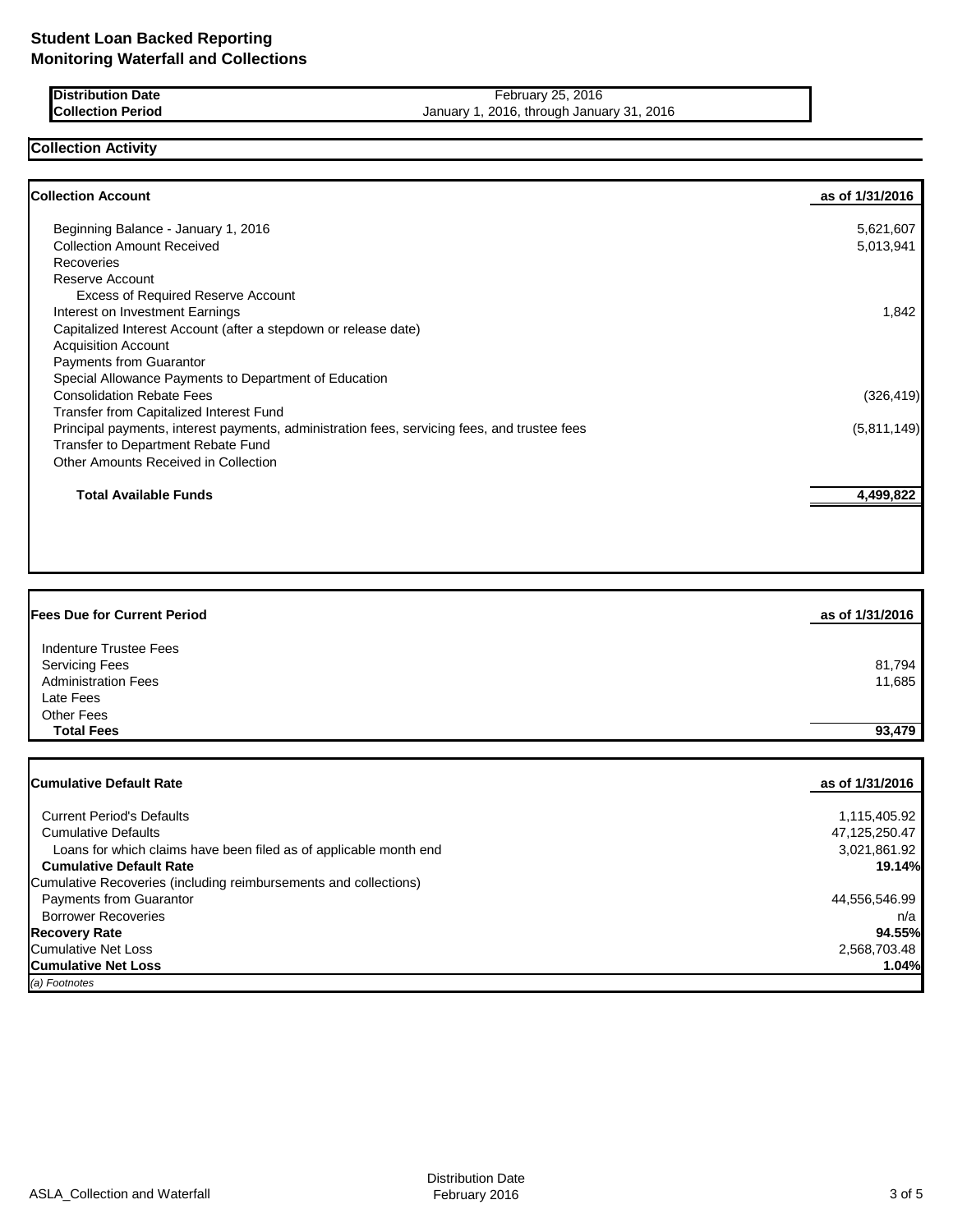# Student Loan Backed Reporting
# Monitoring Waterfall and Collections

| | |
|---|---|
| **Distribution Date** | February 25, 2016 |
| **Collection Period** | January 1, 2016, through January 31, 2016 |

## Collection Activity

| **Collection Account** | **as of 1/31/2016** |
|---|---|
| Beginning Balance - January 1, 2016 | 5,621,607 |
| Collection Amount Received | 5,013,941 |
| Recoveries | |
| Reserve Account | |
| Excess of Required Reserve Account | |
| Interest on Investment Earnings | 1,842 |
| Capitalized Interest Account (after a stepdown or release date) | |
| Acquisition Account | |
| Payments from Guarantor | |
| Special Allowance Payments to Department of Education | |
| Consolidation Rebate Fees | (326,419) |
| Transfer from Capitalized Interest Fund | |
| Principal payments, interest payments, administration fees, servicing fees, and trustee fees | (5,811,149) |
| Transfer to Department Rebate Fund | |
| Other Amounts Received in Collection | |
| **Total Available Funds** | **4,499,822** |

| **Fees Due for Current Period** | **as of 1/31/2016** |
|---|---|
| Indenture Trustee Fees | |
| Servicing Fees | 81,794 |
| Administration Fees | 11,685 |
| Late Fees | |
| Other Fees | |
| **Total Fees** | **93,479** |

| **Cumulative Default Rate** | **as of 1/31/2016** |
|---|---|
| Current Period's Defaults | 1,115,405.92 |
| Cumulative Defaults | 47,125,250.47 |
| Loans for which claims have been filed as of applicable month end | 3,021,861.92 |
| **Cumulative Default Rate** | **19.14%** |
| Cumulative Recoveries (including reimbursements and collections) | |
| Payments from Guarantor | 44,556,546.99 |
| Borrower Recoveries | n/a |
| **Recovery Rate** | **94.55%** |
| Cumulative Net Loss | 2,568,703.48 |
| **Cumulative Net Loss** | **1.04%** |

*(a) Footnotes*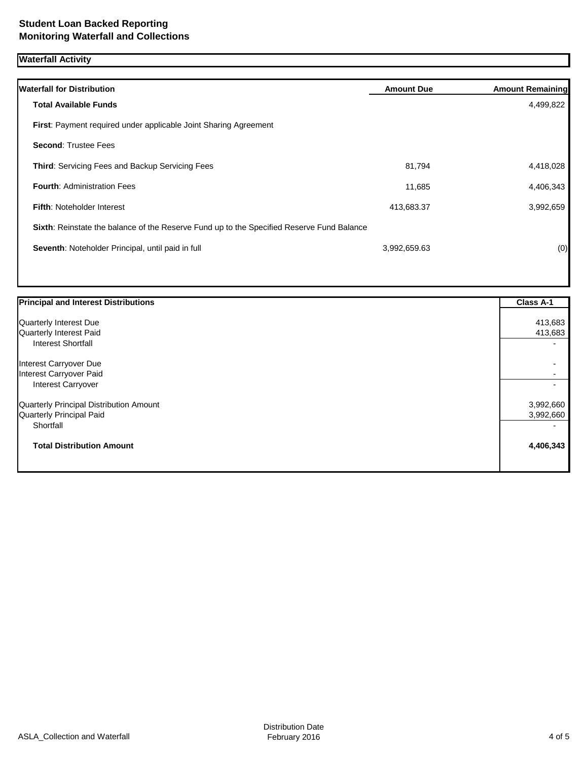**Student Loan Backed Reporting**
**Monitoring Waterfall and Collections**

**Waterfall Activity**

| Waterfall for Distribution | Amount Due | Amount Remaining |
|---|---|---|
| **Total Available Funds** | | 4,499,822 |
| **First**: Payment required under applicable Joint Sharing Agreement | | |
| **Second**: Trustee Fees | | |
| **Third**: Servicing Fees and Backup Servicing Fees | 81,794 | 4,418,028 |
| **Fourth**: Administration Fees | 11,685 | 4,406,343 |
| **Fifth**: Noteholder Interest | 413,683.37 | 3,992,659 |
| **Sixth**: Reinstate the balance of the Reserve Fund up to the Specified Reserve Fund Balance | | |
| **Seventh**: Noteholder Principal, until paid in full | 3,992,659.63 | (0) |

| Principal and Interest Distributions | Class A-1 |
|---|---|
| Quarterly Interest Due | 413,683 |
| Quarterly Interest Paid | 413,683 |
| Interest Shortfall | - |
| Interest Carryover Due | - |
| Interest Carryover Paid | - |
| Interest Carryover | - |
| Quarterly Principal Distribution Amount | 3,992,660 |
| Quarterly Principal Paid | 3,992,660 |
| Shortfall | - |
| **Total Distribution Amount** | **4,406,343** |

ASLA_Collection and Waterfall

Distribution Date
February 2016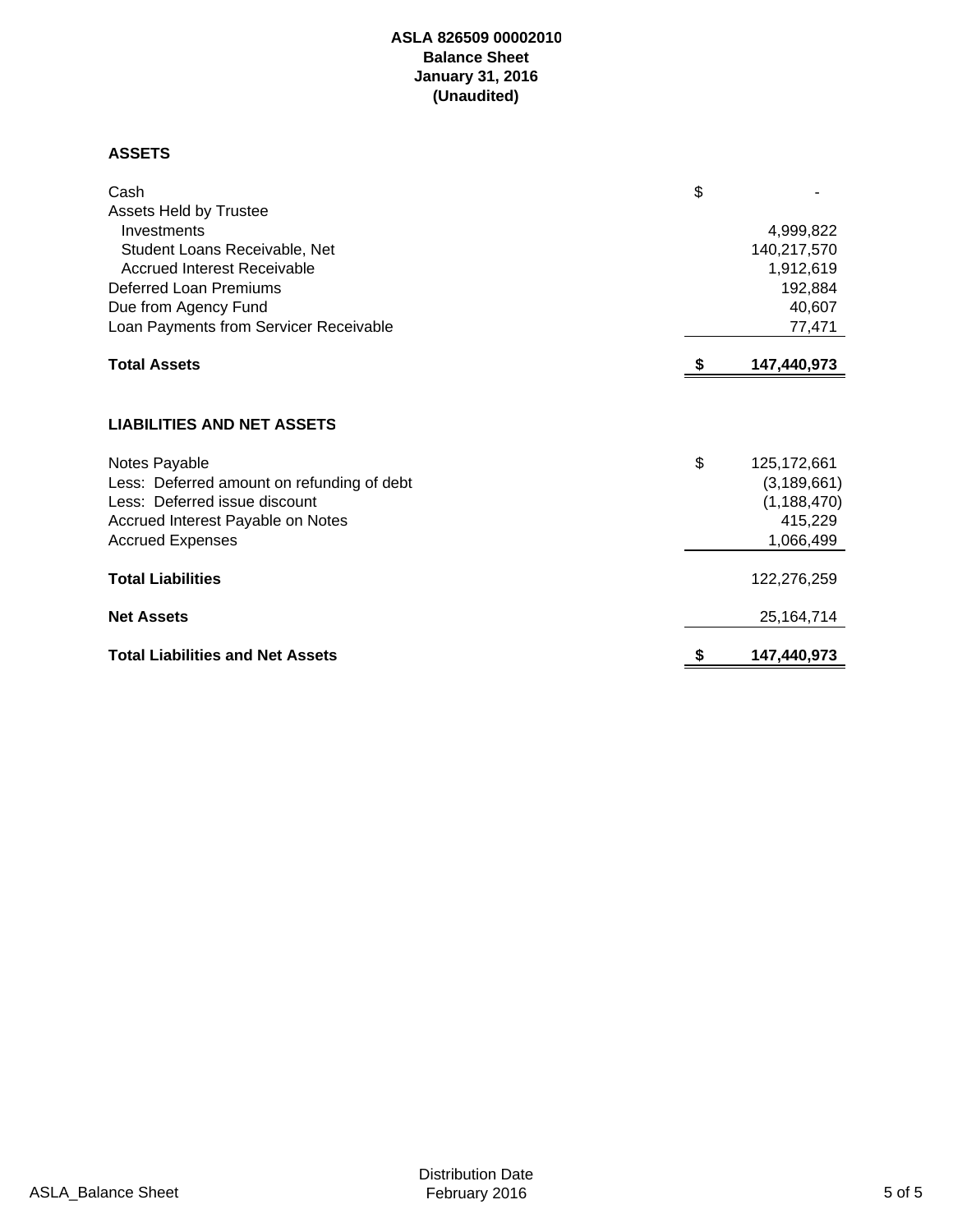# ASLA 826509 00002010
## Balance Sheet
## January 31, 2016
## (Unaudited)

### ASSETS

| | | |
|---|---|---|
| Cash | $ | - |
| Assets Held by Trustee | | |
| Investments | | 4,999,822 |
| Student Loans Receivable, Net | | 140,217,570 |
| Accrued Interest Receivable | | 1,912,619 |
| Deferred Loan Premiums | | 192,884 |
| Due from Agency Fund | | 40,607 |
| Loan Payments from Servicer Receivable | | 77,471 |
| **Total Assets** | **$** | **147,440,973** |

### LIABILITIES AND NET ASSETS

| | | |
|---|---|---|
| Notes Payable | $ | 125,172,661 |
| Less: Deferred amount on refunding of debt | | (3,189,661) |
| Less: Deferred issue discount | | (1,188,470) |
| Accrued Interest Payable on Notes | | 415,229 |
| Accrued Expenses | | 1,066,499 |
| **Total Liabilities** | | 122,276,259 |
| **Net Assets** | | 25,164,714 |
| **Total Liabilities and Net Assets** | **$** | **147,440,973** |

ASLA_Balance Sheet

Distribution Date
February 2016